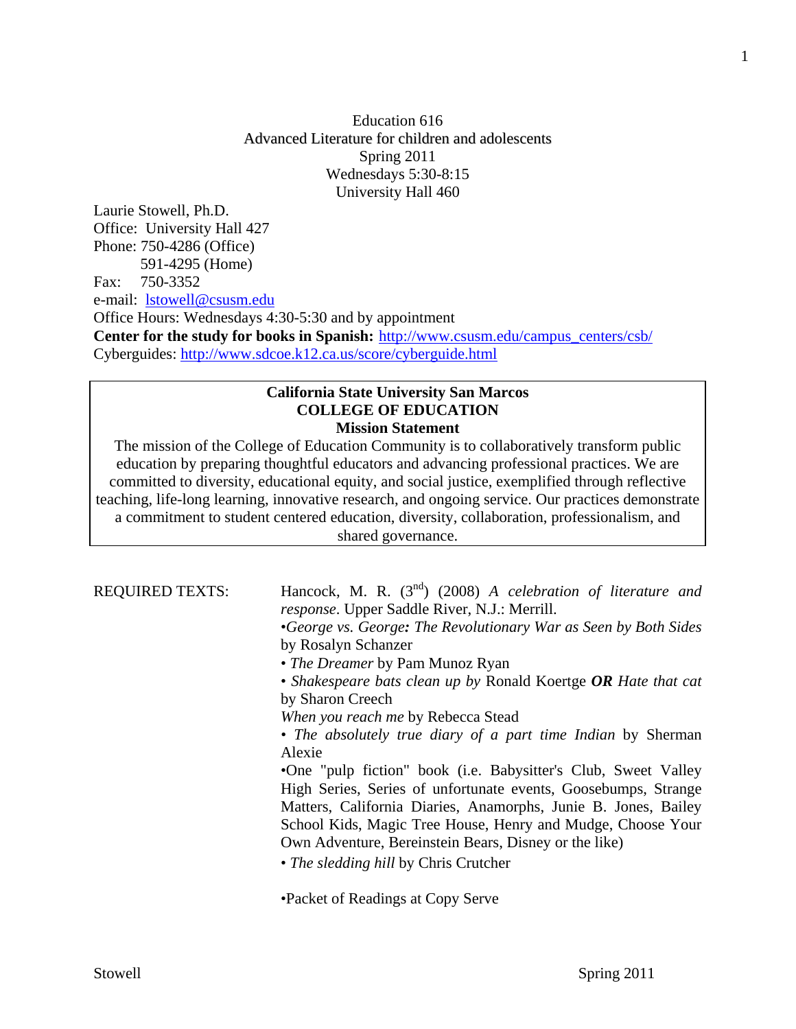Education 616
Advanced Literature for children and adolescents
Spring 2011
Wednesdays 5:30-8:15
University Hall 460

Laurie Stowell, Ph.D.
Office: University Hall 427
Phone: 750-4286 (Office)
591-4295 (Home)
Fax: 750-3352
e-mail: lstowell@csusm.edu
Office Hours: Wednesdays 4:30-5:30 and by appointment
**Center for the study for books in Spanish:** http://www.csusm.edu/campus_centers/csb/
Cyberguides: http://www.sdcoe.k12.ca.us/score/cyberguide.html

**California State University San Marcos**
**COLLEGE OF EDUCATION**
**Mission Statement**

The mission of the College of Education Community is to collaboratively transform public education by preparing thoughtful educators and advancing professional practices. We are committed to diversity, educational equity, and social justice, exemplified through reflective teaching, life-long learning, innovative research, and ongoing service. Our practices demonstrate a commitment to student centered education, diversity, collaboration, professionalism, and shared governance.

REQUIRED TEXTS:

Hancock, M. R. (3rd) (2008) *A celebration of literature and response*. Upper Saddle River, N.J.: Merrill.

- *George vs. George: The Revolutionary War as Seen by Both Sides* by Rosalyn Schanzer
- *The Dreamer* by Pam Munoz Ryan
- *Shakespeare bats clean up by* Ronald Koertge ***OR*** *Hate that cat* by Sharon Creech
- *When you reach me* by Rebecca Stead
- *The absolutely true diary of a part time Indian* by Sherman Alexie
- One "pulp fiction" book (i.e. Babysitter's Club, Sweet Valley High Series, Series of unfortunate events, Goosebumps, Strange Matters, California Diaries, Anamorphs, Junie B. Jones, Bailey School Kids, Magic Tree House, Henry and Mudge, Choose Your Own Adventure, Bereinstein Bears, Disney or the like)
- *The sledding hill* by Chris Crutcher

- Packet of Readings at Copy Serve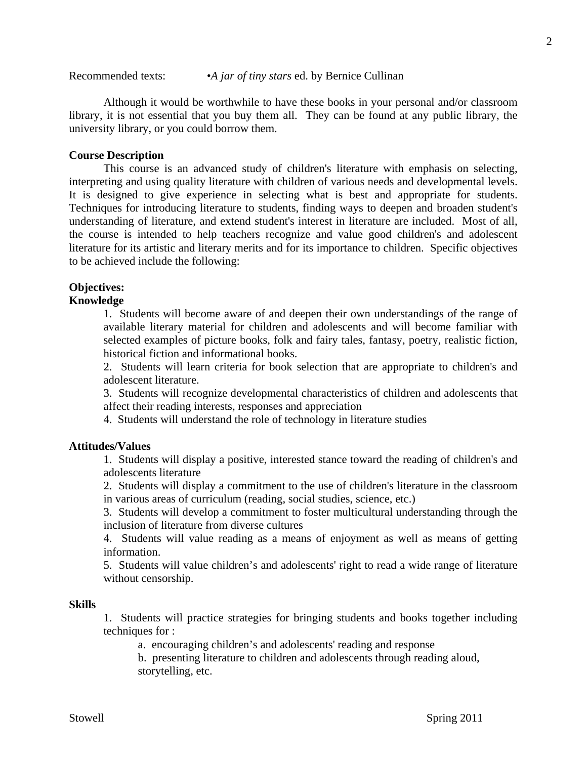Recommended texts: •*A jar of tiny stars* ed. by Bernice Cullinan

Although it would be worthwhile to have these books in your personal and/or classroom library, it is not essential that you buy them all. They can be found at any public library, the university library, or you could borrow them.

**Course Description**

This course is an advanced study of children's literature with emphasis on selecting, interpreting and using quality literature with children of various needs and developmental levels. It is designed to give experience in selecting what is best and appropriate for students. Techniques for introducing literature to students, finding ways to deepen and broaden student's understanding of literature, and extend student's interest in literature are included. Most of all, the course is intended to help teachers recognize and value good children's and adolescent literature for its artistic and literary merits and for its importance to children. Specific objectives to be achieved include the following:

**Objectives:**

**Knowledge**

1. Students will become aware of and deepen their own understandings of the range of available literary material for children and adolescents and will become familiar with selected examples of picture books, folk and fairy tales, fantasy, poetry, realistic fiction, historical fiction and informational books.
2. Students will learn criteria for book selection that are appropriate to children's and adolescent literature.
3. Students will recognize developmental characteristics of children and adolescents that affect their reading interests, responses and appreciation
4. Students will understand the role of technology in literature studies

**Attitudes/Values**

1. Students will display a positive, interested stance toward the reading of children's and adolescents literature
2. Students will display a commitment to the use of children's literature in the classroom in various areas of curriculum (reading, social studies, science, etc.)
3. Students will develop a commitment to foster multicultural understanding through the inclusion of literature from diverse cultures
4. Students will value reading as a means of enjoyment as well as means of getting information.
5. Students will value children's and adolescents' right to read a wide range of literature without censorship.

**Skills**

1. Students will practice strategies for bringing students and books together including techniques for :
   a. encouraging children's and adolescents' reading and response
   b. presenting literature to children and adolescents through reading aloud, storytelling, etc.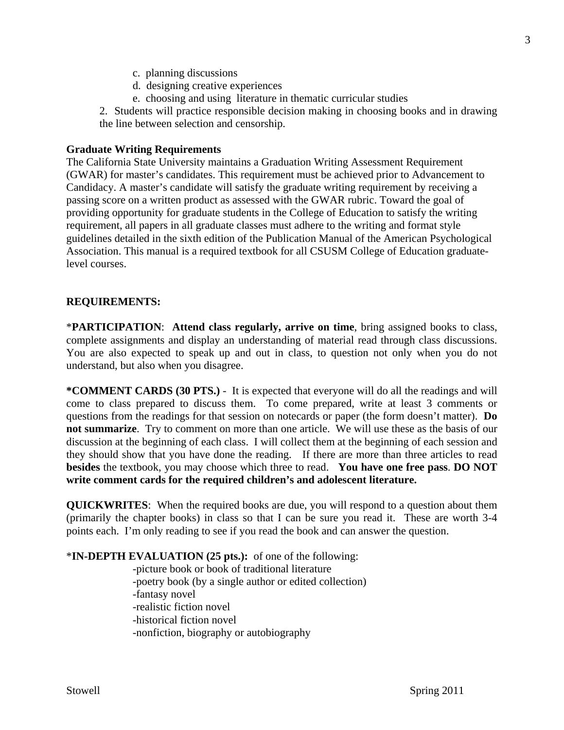c. planning discussions
d. designing creative experiences
e. choosing and using literature in thematic curricular studies

2. Students will practice responsible decision making in choosing books and in drawing the line between selection and censorship.

**Graduate Writing Requirements**

The California State University maintains a Graduation Writing Assessment Requirement (GWAR) for master's candidates. This requirement must be achieved prior to Advancement to Candidacy. A master's candidate will satisfy the graduate writing requirement by receiving a passing score on a written product as assessed with the GWAR rubric. Toward the goal of providing opportunity for graduate students in the College of Education to satisfy the writing requirement, all papers in all graduate classes must adhere to the writing and format style guidelines detailed in the sixth edition of the Publication Manual of the American Psychological Association. This manual is a required textbook for all CSUSM College of Education graduate-level courses.

**REQUIREMENTS:**

*__PARTICIPATION__: **Attend class regularly, arrive on time**, bring assigned books to class, complete assignments and display an understanding of material read through class discussions. You are also expected to speak up and out in class, to question not only when you do not understand, but also when you disagree.

**\*COMMENT CARDS (30 PTS.)** - It is expected that everyone will do all the readings and will come to class prepared to discuss them. To come prepared, write at least 3 comments or questions from the readings for that session on notecards or paper (the form doesn't matter). **Do not summarize**. Try to comment on more than one article. We will use these as the basis of our discussion at the beginning of each class. I will collect them at the beginning of each session and they should show that you have done the reading. If there are more than three articles to read **besides** the textbook, you may choose which three to read. **You have one free pass**. **DO NOT write comment cards for the required children's and adolescent literature.**

**QUICKWRITES**: When the required books are due, you will respond to a question about them (primarily the chapter books) in class so that I can be sure you read it. These are worth 3-4 points each. I'm only reading to see if you read the book and can answer the question.

*__IN-DEPTH EVALUATION (25 pts.):__ of one of the following:

- picture book or book of traditional literature
- poetry book (by a single author or edited collection)
- fantasy novel
- realistic fiction novel
- historical fiction novel
- nonfiction, biography or autobiography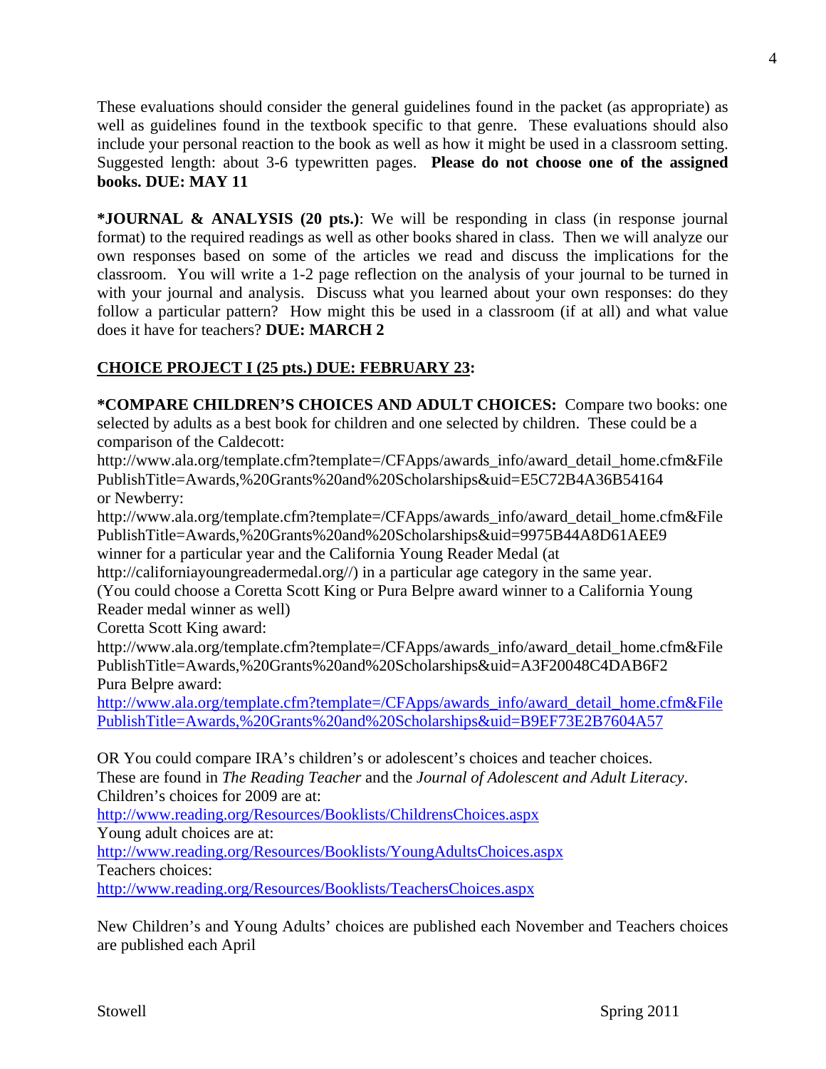These evaluations should consider the general guidelines found in the packet (as appropriate) as well as guidelines found in the textbook specific to that genre. These evaluations should also include your personal reaction to the book as well as how it might be used in a classroom setting. Suggested length: about 3-6 typewritten pages. **Please do not choose one of the assigned books. DUE: MAY 11**

***JOURNAL & ANALYSIS (20 pts.)**: We will be responding in class (in response journal format) to the required readings as well as other books shared in class. Then we will analyze our own responses based on some of the articles we read and discuss the implications for the classroom. You will write a 1-2 page reflection on the analysis of your journal to be turned in with your journal and analysis. Discuss what you learned about your own responses: do they follow a particular pattern? How might this be used in a classroom (if at all) and what value does it have for teachers? **DUE: MARCH 2**

**CHOICE PROJECT I (25 pts.) DUE: FEBRUARY 23:**

***COMPARE CHILDREN'S CHOICES AND ADULT CHOICES:** Compare two books: one selected by adults as a best book for children and one selected by children. These could be a comparison of the Caldecott:
http://www.ala.org/template.cfm?template=/CFApps/awards_info/award_detail_home.cfm&FilePublishTitle=Awards,%20Grants%20and%20Scholarships&uid=E5C72B4A36B54164
or Newberry:
http://www.ala.org/template.cfm?template=/CFApps/awards_info/award_detail_home.cfm&FilePublishTitle=Awards,%20Grants%20and%20Scholarships&uid=9975B44A8D61AEE9
winner for a particular year and the California Young Reader Medal (at http://californiayoungreadermedal.org//) in a particular age category in the same year.
(You could choose a Coretta Scott King or Pura Belpre award winner to a California Young Reader medal winner as well)
Coretta Scott King award:
http://www.ala.org/template.cfm?template=/CFApps/awards_info/award_detail_home.cfm&FilePublishTitle=Awards,%20Grants%20and%20Scholarships&uid=A3F20048C4DAB6F2
Pura Belpre award:
http://www.ala.org/template.cfm?template=/CFApps/awards_info/award_detail_home.cfm&FilePublishTitle=Awards,%20Grants%20and%20Scholarships&uid=B9EF73E2B7604A57

OR You could compare IRA's children's or adolescent's choices and teacher choices.
These are found in *The Reading Teacher* and the *Journal of Adolescent and Adult Literacy*.
Children's choices for 2009 are at:
http://www.reading.org/Resources/Booklists/ChildrensChoices.aspx
Young adult choices are at:
http://www.reading.org/Resources/Booklists/YoungAdultsChoices.aspx
Teachers choices:
http://www.reading.org/Resources/Booklists/TeachersChoices.aspx

New Children's and Young Adults' choices are published each November and Teachers choices are published each April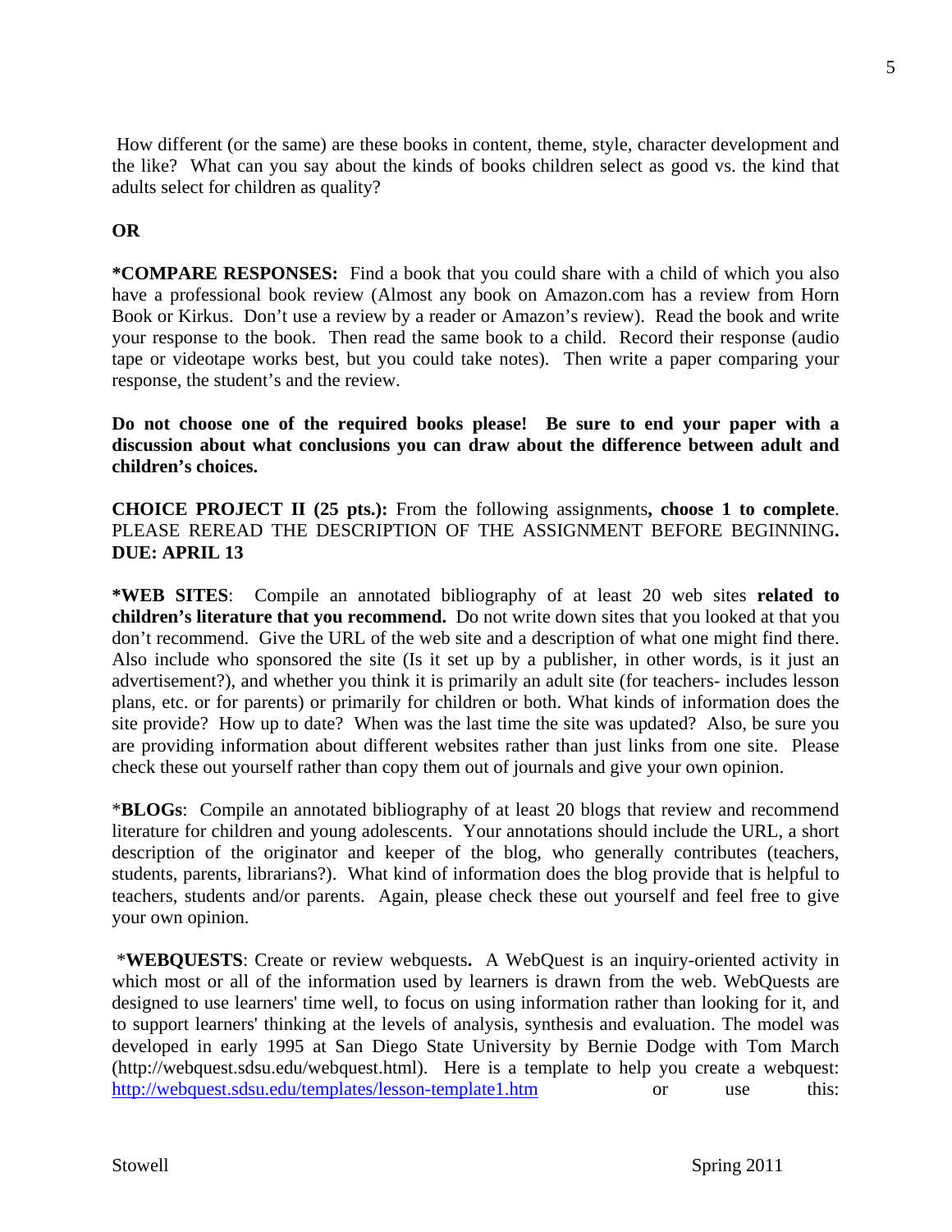How different (or the same) are these books in content, theme, style, character development and the like? What can you say about the kinds of books children select as good vs. the kind that adults select for children as quality?

**OR**

***COMPARE RESPONSES:** Find a book that you could share with a child of which you also have a professional book review (Almost any book on Amazon.com has a review from Horn Book or Kirkus. Don't use a review by a reader or Amazon's review). Read the book and write your response to the book. Then read the same book to a child. Record their response (audio tape or videotape works best, but you could take notes). Then write a paper comparing your response, the student's and the review.

**Do not choose one of the required books please! Be sure to end your paper with a discussion about what conclusions you can draw about the difference between adult and children's choices.**

**CHOICE PROJECT II (25 pts.):** From the following assignments**, choose 1 to complete**. PLEASE REREAD THE DESCRIPTION OF THE ASSIGNMENT BEFORE BEGINNING**. DUE: APRIL 13**

***WEB SITES**: Compile an annotated bibliography of at least 20 web sites **related to children's literature that you recommend.** Do not write down sites that you looked at that you don't recommend. Give the URL of the web site and a description of what one might find there. Also include who sponsored the site (Is it set up by a publisher, in other words, is it just an advertisement?), and whether you think it is primarily an adult site (for teachers- includes lesson plans, etc. or for parents) or primarily for children or both. What kinds of information does the site provide? How up to date? When was the last time the site was updated? Also, be sure you are providing information about different websites rather than just links from one site. Please check these out yourself rather than copy them out of journals and give your own opinion.

***BLOGs**: Compile an annotated bibliography of at least 20 blogs that review and recommend literature for children and young adolescents. Your annotations should include the URL, a short description of the originator and keeper of the blog, who generally contributes (teachers, students, parents, librarians?). What kind of information does the blog provide that is helpful to teachers, students and/or parents. Again, please check these out yourself and feel free to give your own opinion.

***WEBQUESTS**: Create or review webquests**.** A WebQuest is an inquiry-oriented activity in which most or all of the information used by learners is drawn from the web. WebQuests are designed to use learners' time well, to focus on using information rather than looking for it, and to support learners' thinking at the levels of analysis, synthesis and evaluation. The model was developed in early 1995 at San Diego State University by Bernie Dodge with Tom March (http://webquest.sdsu.edu/webquest.html). Here is a template to help you create a webquest: http://webquest.sdsu.edu/templates/lesson-template1.htm or use this: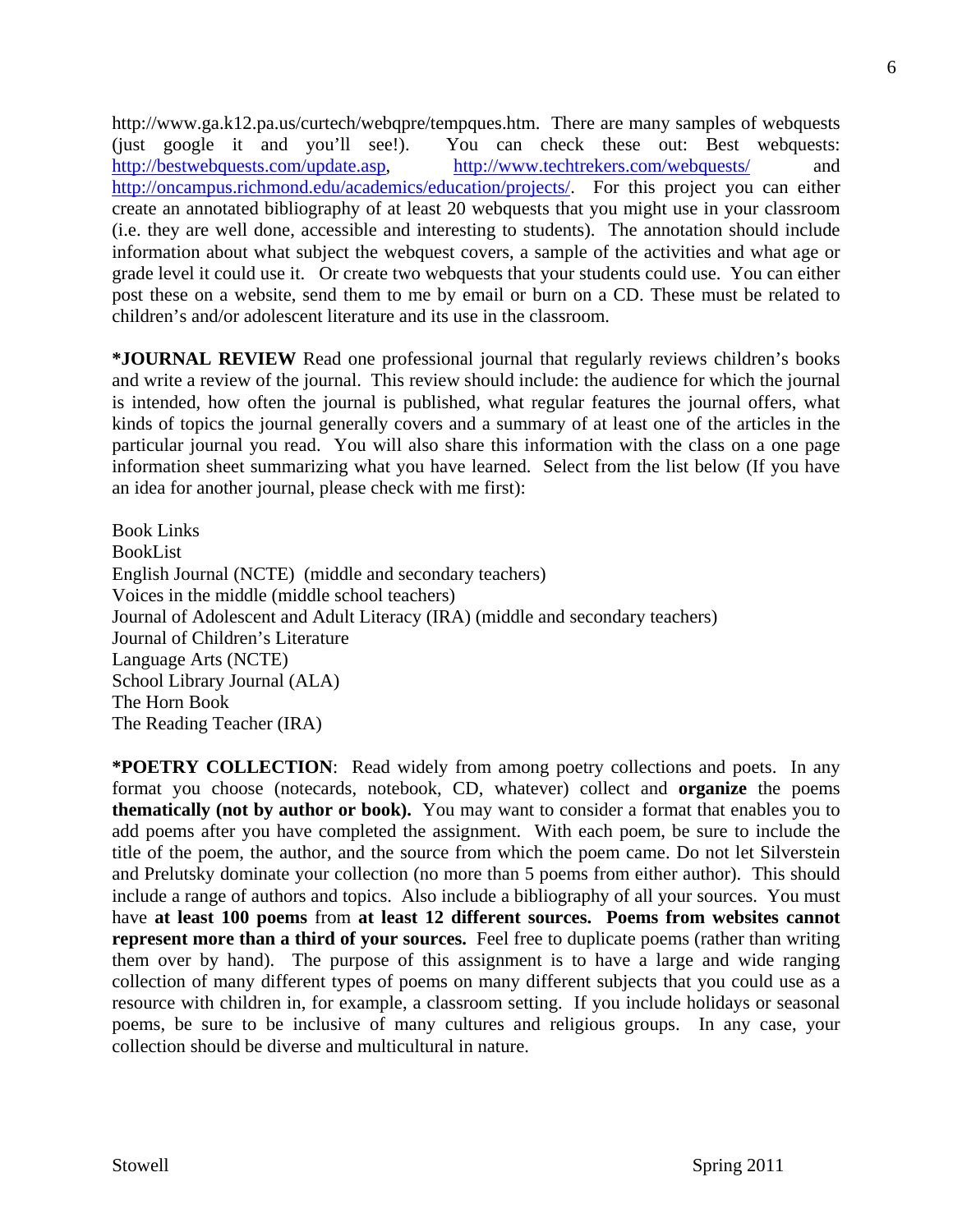http://www.ga.k12.pa.us/curtech/webqpre/tempques.htm. There are many samples of webquests (just google it and you'll see!). You can check these out: Best webquests: http://bestwebquests.com/update.asp, http://www.techtrekers.com/webquests/ and http://oncampus.richmond.edu/academics/education/projects/. For this project you can either create an annotated bibliography of at least 20 webquests that you might use in your classroom (i.e. they are well done, accessible and interesting to students). The annotation should include information about what subject the webquest covers, a sample of the activities and what age or grade level it could use it. Or create two webquests that your students could use. You can either post these on a website, send them to me by email or burn on a CD. These must be related to children's and/or adolescent literature and its use in the classroom.

**\*JOURNAL REVIEW** Read one professional journal that regularly reviews children's books and write a review of the journal. This review should include: the audience for which the journal is intended, how often the journal is published, what regular features the journal offers, what kinds of topics the journal generally covers and a summary of at least one of the articles in the particular journal you read. You will also share this information with the class on a one page information sheet summarizing what you have learned. Select from the list below (If you have an idea for another journal, please check with me first):

Book Links  
BookList  
English Journal (NCTE) (middle and secondary teachers)  
Voices in the middle (middle school teachers)  
Journal of Adolescent and Adult Literacy (IRA) (middle and secondary teachers)  
Journal of Children's Literature  
Language Arts (NCTE)  
School Library Journal (ALA)  
The Horn Book  
The Reading Teacher (IRA)

**\*POETRY COLLECTION**: Read widely from among poetry collections and poets. In any format you choose (notecards, notebook, CD, whatever) collect and **organize** the poems **thematically (not by author or book).** You may want to consider a format that enables you to add poems after you have completed the assignment. With each poem, be sure to include the title of the poem, the author, and the source from which the poem came. Do not let Silverstein and Prelutsky dominate your collection (no more than 5 poems from either author). This should include a range of authors and topics. Also include a bibliography of all your sources. You must have **at least 100 poems** from **at least 12 different sources. Poems from websites cannot represent more than a third of your sources.** Feel free to duplicate poems (rather than writing them over by hand). The purpose of this assignment is to have a large and wide ranging collection of many different types of poems on many different subjects that you could use as a resource with children in, for example, a classroom setting. If you include holidays or seasonal poems, be sure to be inclusive of many cultures and religious groups. In any case, your collection should be diverse and multicultural in nature.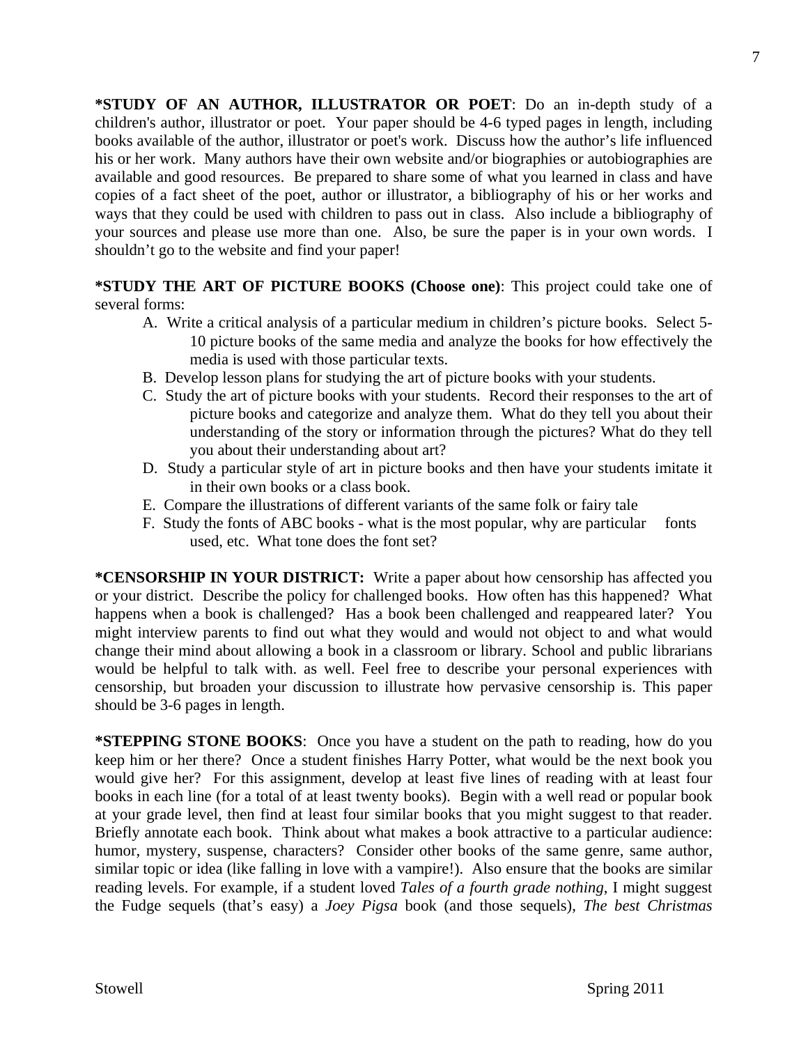**\*STUDY OF AN AUTHOR, ILLUSTRATOR OR POET**: Do an in-depth study of a children's author, illustrator or poet. Your paper should be 4-6 typed pages in length, including books available of the author, illustrator or poet's work. Discuss how the author's life influenced his or her work. Many authors have their own website and/or biographies or autobiographies are available and good resources. Be prepared to share some of what you learned in class and have copies of a fact sheet of the poet, author or illustrator, a bibliography of his or her works and ways that they could be used with children to pass out in class. Also include a bibliography of your sources and please use more than one. Also, be sure the paper is in your own words. I shouldn't go to the website and find your paper!

**\*STUDY THE ART OF PICTURE BOOKS (Choose one)**: This project could take one of several forms:

A. Write a critical analysis of a particular medium in children's picture books. Select 5-10 picture books of the same media and analyze the books for how effectively the media is used with those particular texts.
B. Develop lesson plans for studying the art of picture books with your students.
C. Study the art of picture books with your students. Record their responses to the art of picture books and categorize and analyze them. What do they tell you about their understanding of the story or information through the pictures? What do they tell you about their understanding about art?
D. Study a particular style of art in picture books and then have your students imitate it in their own books or a class book.
E. Compare the illustrations of different variants of the same folk or fairy tale
F. Study the fonts of ABC books - what is the most popular, why are particular fonts used, etc. What tone does the font set?

**\*CENSORSHIP IN YOUR DISTRICT:** Write a paper about how censorship has affected you or your district. Describe the policy for challenged books. How often has this happened? What happens when a book is challenged? Has a book been challenged and reappeared later? You might interview parents to find out what they would and would not object to and what would change their mind about allowing a book in a classroom or library. School and public librarians would be helpful to talk with. as well. Feel free to describe your personal experiences with censorship, but broaden your discussion to illustrate how pervasive censorship is. This paper should be 3-6 pages in length.

**\*STEPPING STONE BOOKS**: Once you have a student on the path to reading, how do you keep him or her there? Once a student finishes Harry Potter, what would be the next book you would give her? For this assignment, develop at least five lines of reading with at least four books in each line (for a total of at least twenty books). Begin with a well read or popular book at your grade level, then find at least four similar books that you might suggest to that reader. Briefly annotate each book. Think about what makes a book attractive to a particular audience: humor, mystery, suspense, characters? Consider other books of the same genre, same author, similar topic or idea (like falling in love with a vampire!). Also ensure that the books are similar reading levels. For example, if a student loved *Tales of a fourth grade nothing*, I might suggest the Fudge sequels (that's easy) a *Joey Pigsa* book (and those sequels), *The best Christmas*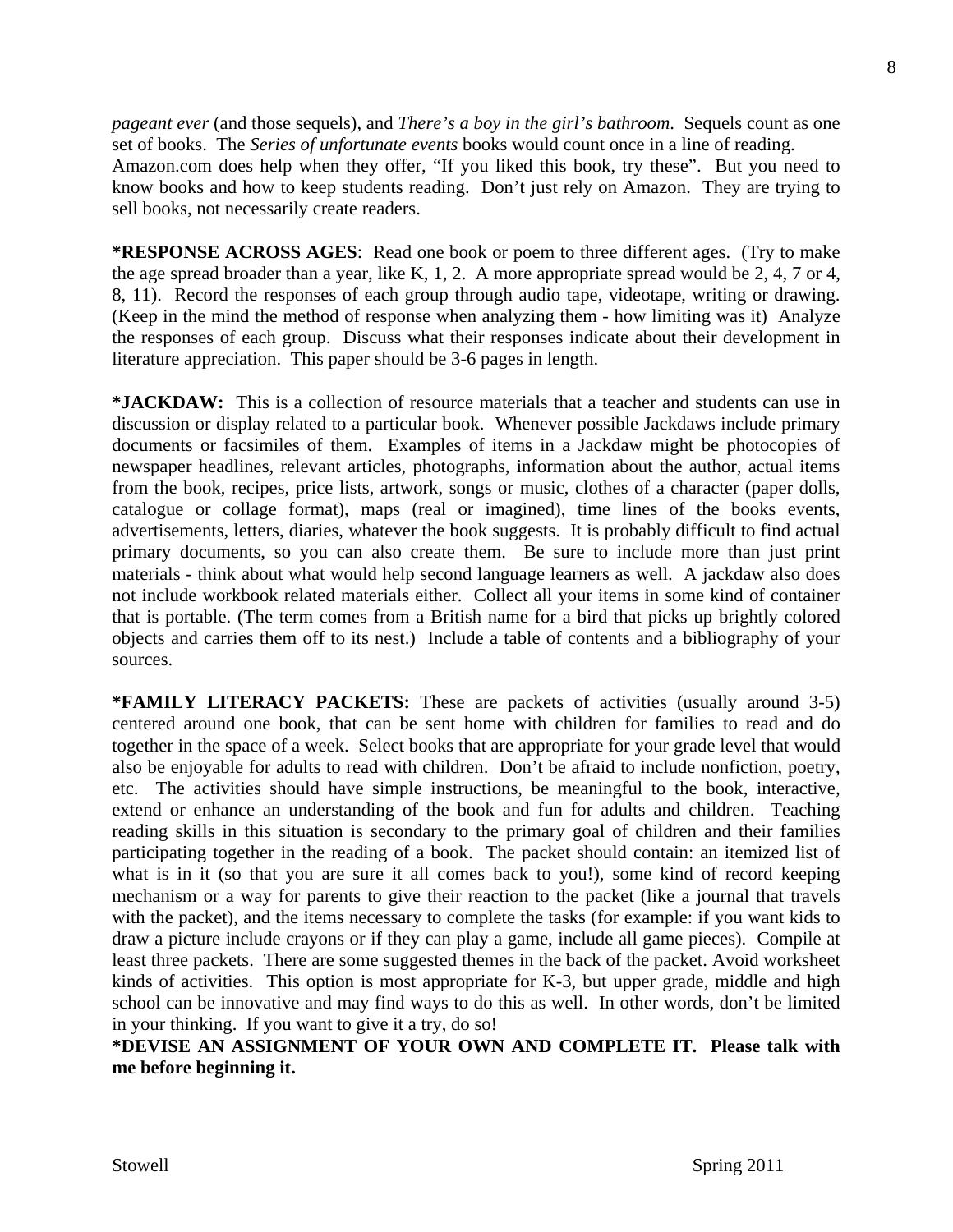*pageant ever* (and those sequels), and *There's a boy in the girl's bathroom*. Sequels count as one set of books. The *Series of unfortunate events* books would count once in a line of reading. Amazon.com does help when they offer, "If you liked this book, try these". But you need to know books and how to keep students reading. Don't just rely on Amazon. They are trying to sell books, not necessarily create readers.

**\*RESPONSE ACROSS AGES**: Read one book or poem to three different ages. (Try to make the age spread broader than a year, like K, 1, 2. A more appropriate spread would be 2, 4, 7 or 4, 8, 11). Record the responses of each group through audio tape, videotape, writing or drawing. (Keep in the mind the method of response when analyzing them - how limiting was it) Analyze the responses of each group. Discuss what their responses indicate about their development in literature appreciation. This paper should be 3-6 pages in length.

**\*JACKDAW:** This is a collection of resource materials that a teacher and students can use in discussion or display related to a particular book. Whenever possible Jackdaws include primary documents or facsimiles of them. Examples of items in a Jackdaw might be photocopies of newspaper headlines, relevant articles, photographs, information about the author, actual items from the book, recipes, price lists, artwork, songs or music, clothes of a character (paper dolls, catalogue or collage format), maps (real or imagined), time lines of the books events, advertisements, letters, diaries, whatever the book suggests. It is probably difficult to find actual primary documents, so you can also create them. Be sure to include more than just print materials - think about what would help second language learners as well. A jackdaw also does not include workbook related materials either. Collect all your items in some kind of container that is portable. (The term comes from a British name for a bird that picks up brightly colored objects and carries them off to its nest.) Include a table of contents and a bibliography of your sources.

**\*FAMILY LITERACY PACKETS:** These are packets of activities (usually around 3-5) centered around one book, that can be sent home with children for families to read and do together in the space of a week. Select books that are appropriate for your grade level that would also be enjoyable for adults to read with children. Don't be afraid to include nonfiction, poetry, etc. The activities should have simple instructions, be meaningful to the book, interactive, extend or enhance an understanding of the book and fun for adults and children. Teaching reading skills in this situation is secondary to the primary goal of children and their families participating together in the reading of a book. The packet should contain: an itemized list of what is in it (so that you are sure it all comes back to you!), some kind of record keeping mechanism or a way for parents to give their reaction to the packet (like a journal that travels with the packet), and the items necessary to complete the tasks (for example: if you want kids to draw a picture include crayons or if they can play a game, include all game pieces). Compile at least three packets. There are some suggested themes in the back of the packet. Avoid worksheet kinds of activities. This option is most appropriate for K-3, but upper grade, middle and high school can be innovative and may find ways to do this as well. In other words, don't be limited in your thinking. If you want to give it a try, do so!

**\*DEVISE AN ASSIGNMENT OF YOUR OWN AND COMPLETE IT. Please talk with me before beginning it.**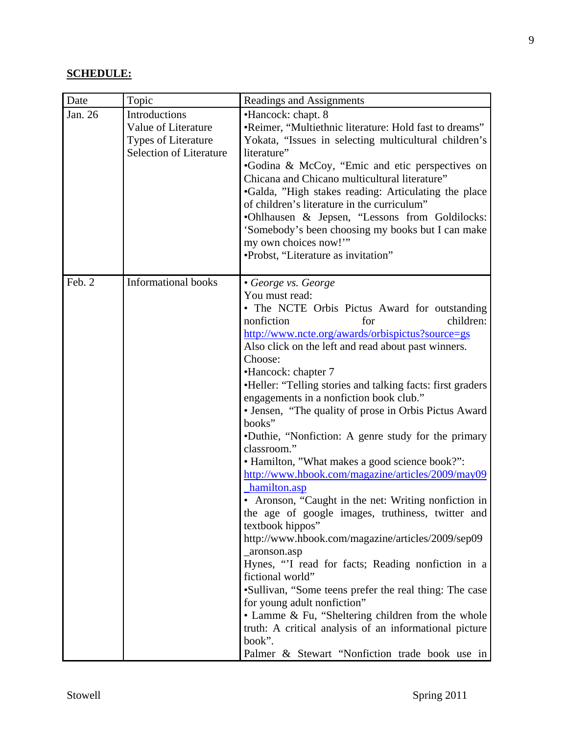**SCHEDULE:**

| Date | Topic | Readings and Assignments |
|---|---|---|
| Jan. 26 | Introductions<br>Value of Literature<br>Types of Literature<br>Selection of Literature | •Hancock: chapt. 8<br>•Reimer, "Multiethnic literature: Hold fast to dreams"<br>Yokata, "Issues in selecting multicultural children's literature"<br>•Godina & McCoy, "Emic and etic perspectives on Chicana and Chicano multicultural literature"<br>•Galda, "High stakes reading: Articulating the place of children's literature in the curriculum"<br>•Ohlhausen & Jepsen, "Lessons from Goldilocks: 'Somebody's been choosing my books but I can make my own choices now!'"<br>•Probst, "Literature as invitation" |
| Feb. 2 | Informational books | • *George vs. George*<br>You must read:<br>• The NCTE Orbis Pictus Award for outstanding nonfiction for children: http://www.ncte.org/awards/orbispictus?source=gs<br>Also click on the left and read about past winners.<br>Choose:<br>•Hancock: chapter 7<br>•Heller: "Telling stories and talking facts: first graders engagements in a nonfiction book club."<br>• Jensen, "The quality of prose in Orbis Pictus Award books"<br>•Duthie, "Nonfiction: A genre study for the primary classroom."<br>• Hamilton, "What makes a good science book?": http://www.hbook.com/magazine/articles/2009/may09_hamilton.asp<br>• Aronson, "Caught in the net: Writing nonfiction in the age of google images, truthiness, twitter and textbook hippos"<br>http://www.hbook.com/magazine/articles/2009/sep09_aronson.asp<br>Hynes, "'I read for facts; Reading nonfiction in a fictional world"<br>•Sullivan, "Some teens prefer the real thing: The case for young adult nonfiction"<br>• Lamme & Fu, "Sheltering children from the whole truth: A critical analysis of an informational picture book".<br>Palmer & Stewart "Nonfiction trade book use in |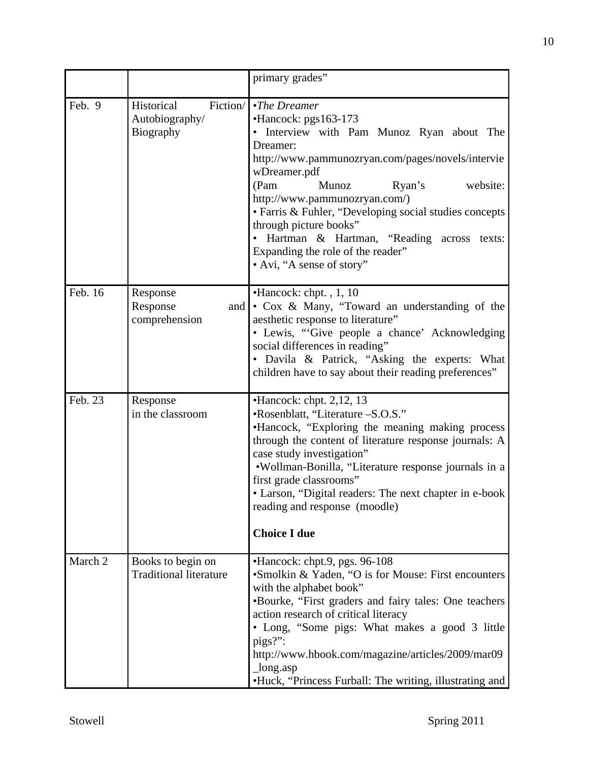| | | |
|---|---|---|
| | | primary grades” |
| Feb. 9 | Historical Fiction/ Autobiography/ Biography | •*The Dreamer*<br>•Hancock: pgs163-173<br>• Interview with Pam Munoz Ryan about The Dreamer: http://www.pammunozryan.com/pages/novels/interviewDreamer.pdf<br>(Pam Munoz Ryan’s website: http://www.pammunozryan.com/)<br>• Farris & Fuhler, “Developing social studies concepts through picture books”<br>• Hartman & Hartman, “Reading across texts: Expanding the role of the reader”<br>• Avi, “A sense of story” |
| Feb. 16 | Response<br>Response and comprehension | •Hancock: chpt. , 1, 10<br>• Cox & Many, “Toward an understanding of the aesthetic response to literature”<br>• Lewis, “‘Give people a chance’ Acknowledging social differences in reading”<br>• Davila & Patrick, “Asking the experts: What children have to say about their reading preferences” |
| Feb. 23 | Response in the classroom | •Hancock: chpt. 2,12, 13<br>•Rosenblatt, “Literature –S.O.S.”<br>•Hancock, “Exploring the meaning making process through the content of literature response journals: A case study investigation”<br>•Wollman-Bonilla, “Literature response journals in a first grade classrooms”<br>• Larson, “Digital readers: The next chapter in e-book reading and response (moodle)<br><br>**Choice I due** |
| March 2 | Books to begin on Traditional literature | •Hancock: chpt.9, pgs. 96-108<br>•Smolkin & Yaden, “O is for Mouse: First encounters with the alphabet book”<br>•Bourke, “First graders and fairy tales: One teachers action research of critical literacy<br>• Long, “Some pigs: What makes a good 3 little pigs?”: http://www.hbook.com/magazine/articles/2009/mar09_long.asp<br>•Huck, “Princess Furball: The writing, illustrating and |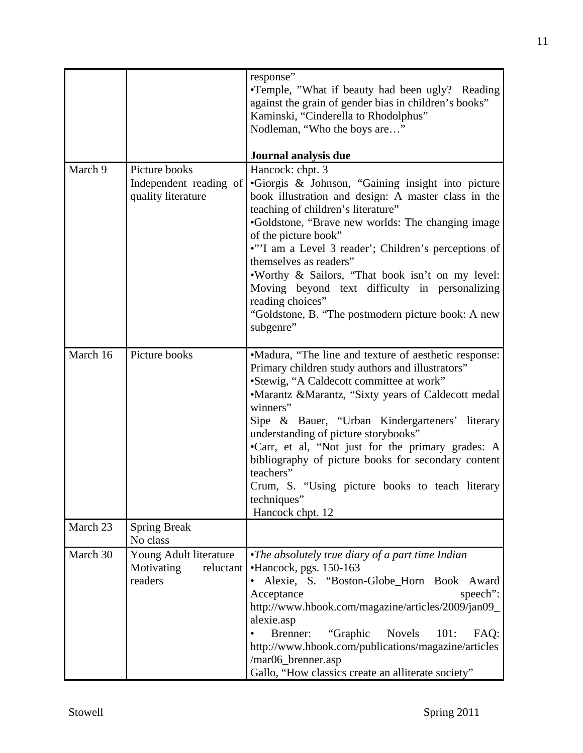| | | |
|---|---|---|
| | | response"<br>•Temple, "What if beauty had been ugly? Reading against the grain of gender bias in children's books"<br>Kaminski, "Cinderella to Rhodolphus"<br>Nodleman, "Who the boys are…"<br><br>**Journal analysis due** |
| March 9 | Picture books<br>Independent reading of quality literature | Hancock: chpt. 3<br>•Giorgis & Johnson, "Gaining insight into picture book illustration and design: A master class in the teaching of children's literature"<br>•Goldstone, "Brave new worlds: The changing image of the picture book"<br>•"'I am a Level 3 reader'; Children's perceptions of themselves as readers"<br>•Worthy & Sailors, "That book isn't on my level: Moving beyond text difficulty in personalizing reading choices"<br>"Goldstone, B. "The postmodern picture book: A new subgenre" |
| March 16 | Picture books | •Madura, "The line and texture of aesthetic response: Primary children study authors and illustrators"<br>•Stewig, "A Caldecott committee at work"<br>•Marantz &Marantz, "Sixty years of Caldecott medal winners"<br>Sipe & Bauer, "Urban Kindergarteners' literary understanding of picture storybooks"<br>•Carr, et al, "Not just for the primary grades: A bibliography of picture books for secondary content teachers"<br>Crum, S. "Using picture books to teach literary techniques"<br>Hancock chpt. 12 |
| March 23 | Spring Break<br>No class | |
| March 30 | Young Adult literature<br>Motivating reluctant readers | •*The absolutely true diary of a part time Indian*<br>•Hancock, pgs. 150-163<br>• Alexie, S. "Boston-Globe_Horn Book Award Acceptance speech": http://www.hbook.com/magazine/articles/2009/jan09_alexie.asp<br>• Brenner: "Graphic Novels 101: FAQ: http://www.hbook.com/publications/magazine/articles/mar06_brenner.asp<br>Gallo, "How classics create an alliterate society" |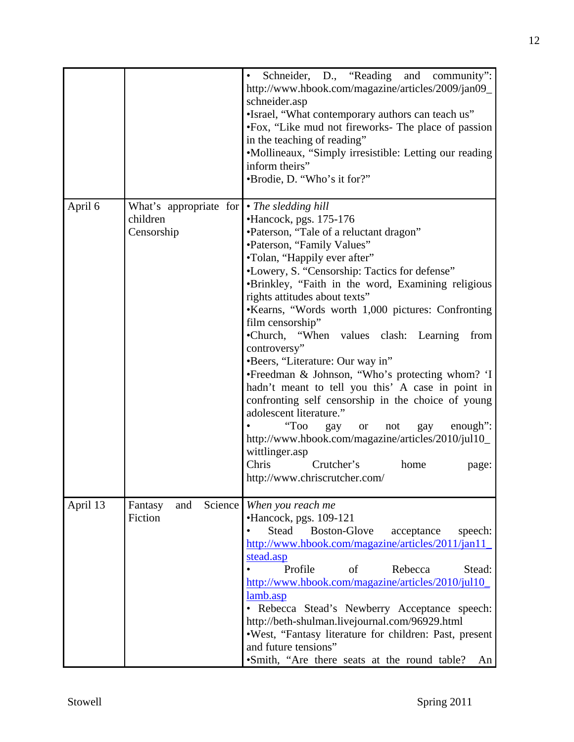| | | |
|---|---|---|
| | | • Schneider, D., "Reading and community": http://www.hbook.com/magazine/articles/2009/jan09_schneider.asp<br>•Israel, "What contemporary authors can teach us"<br>•Fox, "Like mud not fireworks- The place of passion in the teaching of reading"<br>•Mollineaux, "Simply irresistible: Letting our reading inform theirs"<br>•Brodie, D. "Who's it for?" |
| April 6 | What's appropriate for children<br>Censorship | • *The sledding hill*<br>•Hancock, pgs. 175-176<br>•Paterson, "Tale of a reluctant dragon"<br>•Paterson, "Family Values"<br>•Tolan, "Happily ever after"<br>•Lowery, S. "Censorship: Tactics for defense"<br>•Brinkley, "Faith in the word, Examining religious rights attitudes about texts"<br>•Kearns, "Words worth 1,000 pictures: Confronting film censorship"<br>•Church, "When values clash: Learning from controversy"<br>•Beers, "Literature: Our way in"<br>•Freedman & Johnson, "Who's protecting whom? 'I hadn't meant to tell you this' A case in point in confronting self censorship in the choice of young adolescent literature."<br>• "Too gay or not gay enough": http://www.hbook.com/magazine/articles/2010/jul10_wittlinger.asp<br>Chris Crutcher's home page: http://www.chriscrutcher.com/ |
| April 13 | Fantasy and Science Fiction | *When you reach me*<br>•Hancock, pgs. 109-121<br>• Stead Boston-Glove acceptance speech: http://www.hbook.com/magazine/articles/2011/jan11_stead.asp<br>• Profile of Rebecca Stead: http://www.hbook.com/magazine/articles/2010/jul10_lamb.asp<br>• Rebecca Stead's Newberry Acceptance speech: http://beth-shulman.livejournal.com/96929.html<br>•West, "Fantasy literature for children: Past, present and future tensions"<br>•Smith, "Are there seats at the round table? An |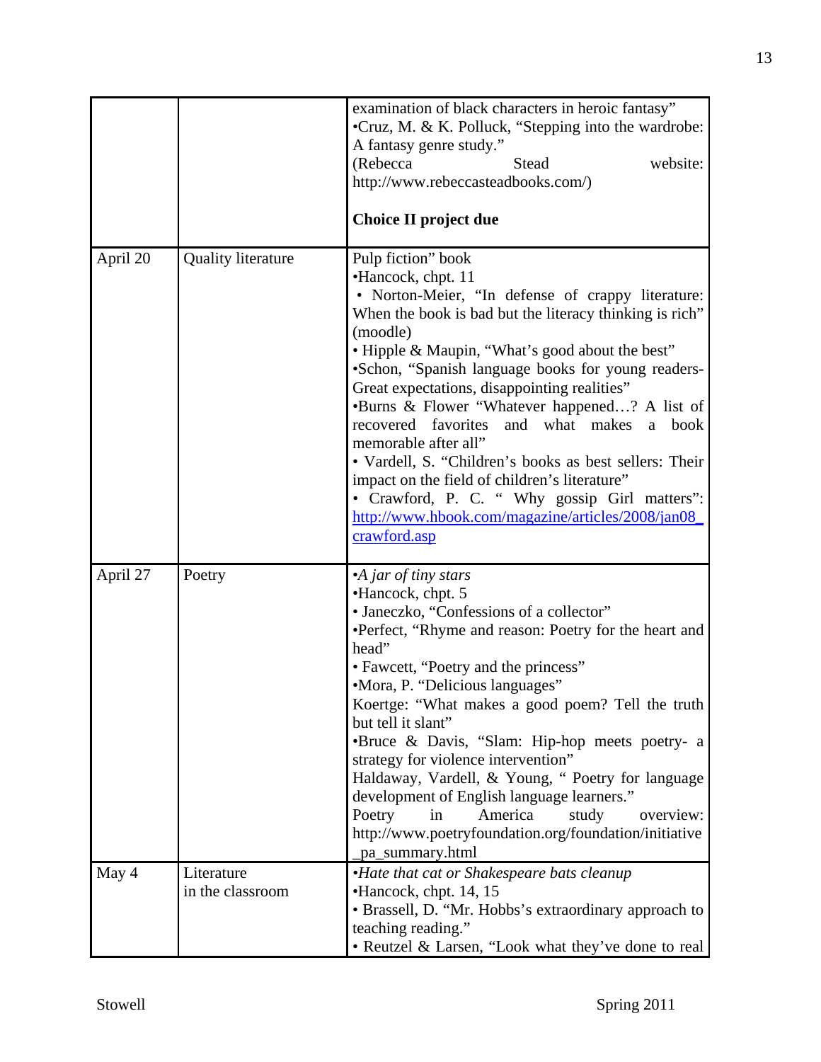| | | |
|---|---|---|
| | | examination of black characters in heroic fantasy"<br>•Cruz, M. & K. Polluck, "Stepping into the wardrobe: A fantasy genre study."<br>(Rebecca Stead website: http://www.rebeccasteadbooks.com/)<br><br>**Choice II project due** |
| April 20 | Quality literature | Pulp fiction" book<br>•Hancock, chpt. 11<br>• Norton-Meier, "In defense of crappy literature: When the book is bad but the literacy thinking is rich" (moodle)<br>• Hipple & Maupin, "What's good about the best"<br>•Schon, "Spanish language books for young readers- Great expectations, disappointing realities"<br>•Burns & Flower "Whatever happened…? A list of recovered favorites and what makes a book memorable after all"<br>• Vardell, S. "Children's books as best sellers: Their impact on the field of children's literature"<br>• Crawford, P. C. " Why gossip Girl matters": http://www.hbook.com/magazine/articles/2008/jan08_crawford.asp |
| April 27 | Poetry | •*A jar of tiny stars*<br>•Hancock, chpt. 5<br>• Janeczko, "Confessions of a collector"<br>•Perfect, "Rhyme and reason: Poetry for the heart and head"<br>• Fawcett, "Poetry and the princess"<br>•Mora, P. "Delicious languages"<br>Koertge: "What makes a good poem? Tell the truth but tell it slant"<br>•Bruce & Davis, "Slam: Hip-hop meets poetry- a strategy for violence intervention"<br>Haldaway, Vardell, & Young, " Poetry for language development of English language learners."<br>Poetry in America study overview: http://www.poetryfoundation.org/foundation/initiative_pa_summary.html |
| May 4 | Literature in the classroom | •*Hate that cat or Shakespeare bats cleanup*<br>•Hancock, chpt. 14, 15<br>• Brassell, D. "Mr. Hobbs's extraordinary approach to teaching reading."<br>• Reutzel & Larsen, "Look what they've done to real |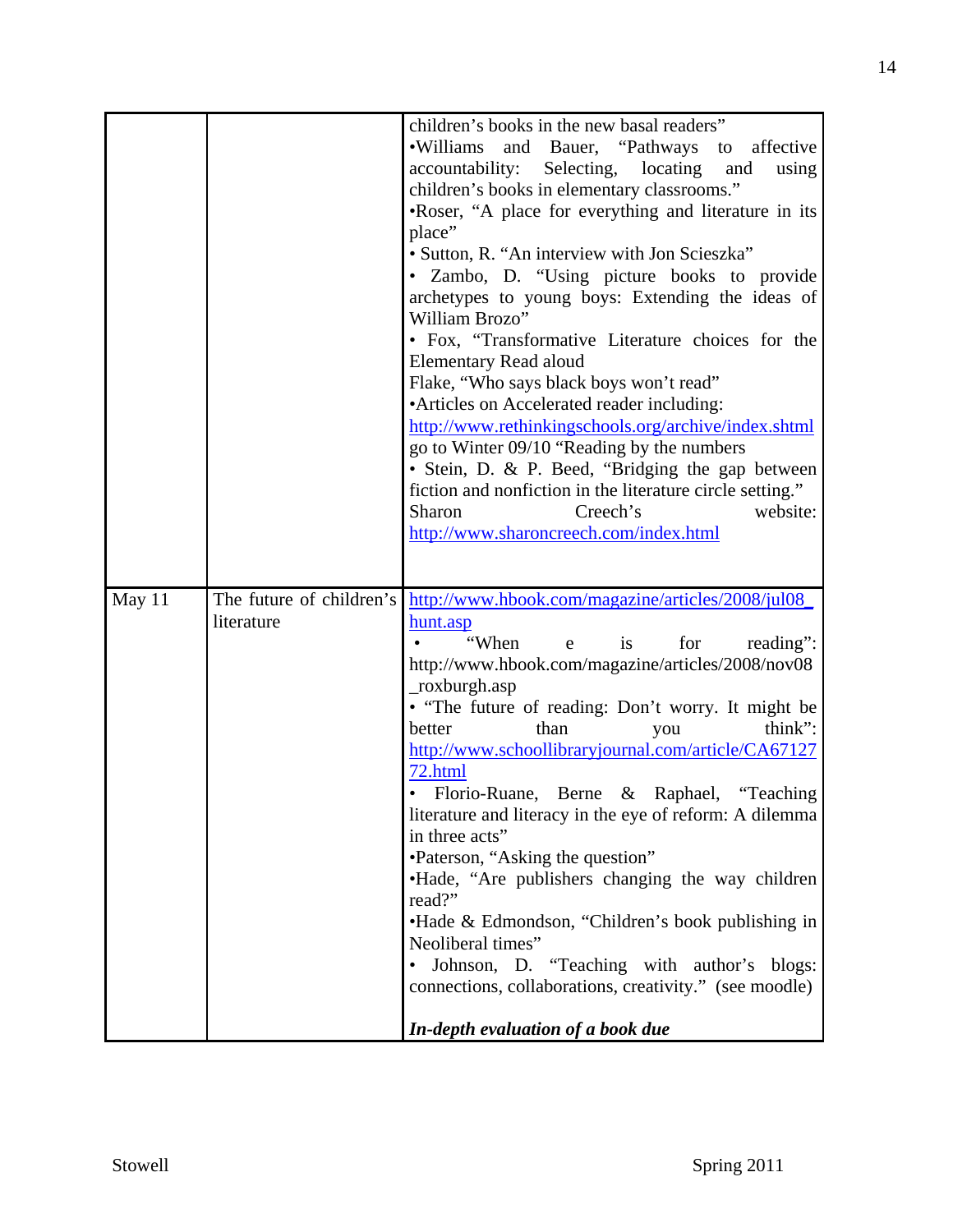| | | |
|---|---|---|
| | | children's books in the new basal readers"<br>•Williams and Bauer, "Pathways to affective accountability: Selecting, locating and using children's books in elementary classrooms."<br>•Roser, "A place for everything and literature in its place"<br>• Sutton, R. "An interview with Jon Scieszka"<br>• Zambo, D. "Using picture books to provide archetypes to young boys: Extending the ideas of William Brozo"<br>• Fox, "Transformative Literature choices for the Elementary Read aloud<br>Flake, "Who says black boys won't read"<br>•Articles on Accelerated reader including: http://www.rethinkingschools.org/archive/index.shtml go to Winter 09/10 "Reading by the numbers<br>• Stein, D. & P. Beed, "Bridging the gap between fiction and nonfiction in the literature circle setting."<br>Sharon Creech's website: http://www.sharoncreech.com/index.html |
| May 11 | The future of children's literature | http://www.hbook.com/magazine/articles/2008/jul08_hunt.asp<br>• "When e is for reading": http://www.hbook.com/magazine/articles/2008/nov08_roxburgh.asp<br>• "The future of reading: Don't worry. It might be better than you think": http://www.schoollibraryjournal.com/article/CA6712772.html<br>• Florio-Ruane, Berne & Raphael, "Teaching literature and literacy in the eye of reform: A dilemma in three acts"<br>•Paterson, "Asking the question"<br>•Hade, "Are publishers changing the way children read?"<br>•Hade & Edmondson, "Children's book publishing in Neoliberal times"<br>• Johnson, D. "Teaching with author's blogs: connections, collaborations, creativity." (see moodle)<br><br>***In-depth evaluation of a book due*** |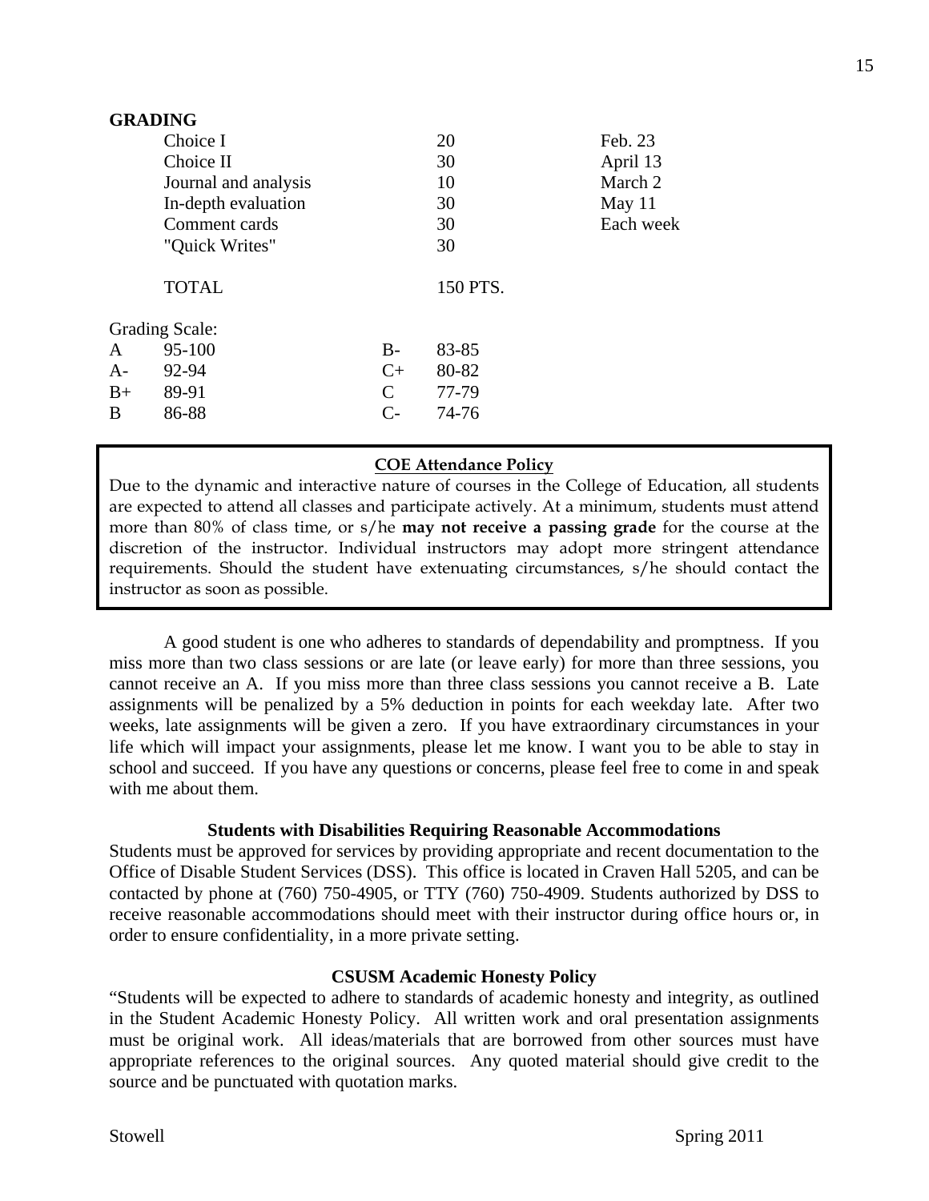## GRADING

| | | |
|---|---|---|
| Choice I | 20 | Feb. 23 |
| Choice II | 30 | April 13 |
| Journal and analysis | 10 | March 2 |
| In-depth evaluation | 30 | May 11 |
| Comment cards | 30 | Each week |
| "Quick Writes" | 30 | |
| TOTAL | 150 PTS. | |

Grading Scale:

| | | | |
|---|---|---|---|
| A | 95-100 | B- | 83-85 |
| A- | 92-94 | C+ | 80-82 |
| B+ | 89-91 | C | 77-79 |
| B | 86-88 | C- | 74-76 |

**COE Attendance Policy**

Due to the dynamic and interactive nature of courses in the College of Education, all students are expected to attend all classes and participate actively. At a minimum, students must attend more than 80% of class time, or s/he **may not receive a passing grade** for the course at the discretion of the instructor. Individual instructors may adopt more stringent attendance requirements. Should the student have extenuating circumstances, s/he should contact the instructor as soon as possible.

A good student is one who adheres to standards of dependability and promptness. If you miss more than two class sessions or are late (or leave early) for more than three sessions, you cannot receive an A. If you miss more than three class sessions you cannot receive a B. Late assignments will be penalized by a 5% deduction in points for each weekday late. After two weeks, late assignments will be given a zero. If you have extraordinary circumstances in your life which will impact your assignments, please let me know. I want you to be able to stay in school and succeed. If you have any questions or concerns, please feel free to come in and speak with me about them.

### Students with Disabilities Requiring Reasonable Accommodations

Students must be approved for services by providing appropriate and recent documentation to the Office of Disable Student Services (DSS). This office is located in Craven Hall 5205, and can be contacted by phone at (760) 750-4905, or TTY (760) 750-4909. Students authorized by DSS to receive reasonable accommodations should meet with their instructor during office hours or, in order to ensure confidentiality, in a more private setting.

### CSUSM Academic Honesty Policy

"Students will be expected to adhere to standards of academic honesty and integrity, as outlined in the Student Academic Honesty Policy. All written work and oral presentation assignments must be original work. All ideas/materials that are borrowed from other sources must have appropriate references to the original sources. Any quoted material should give credit to the source and be punctuated with quotation marks.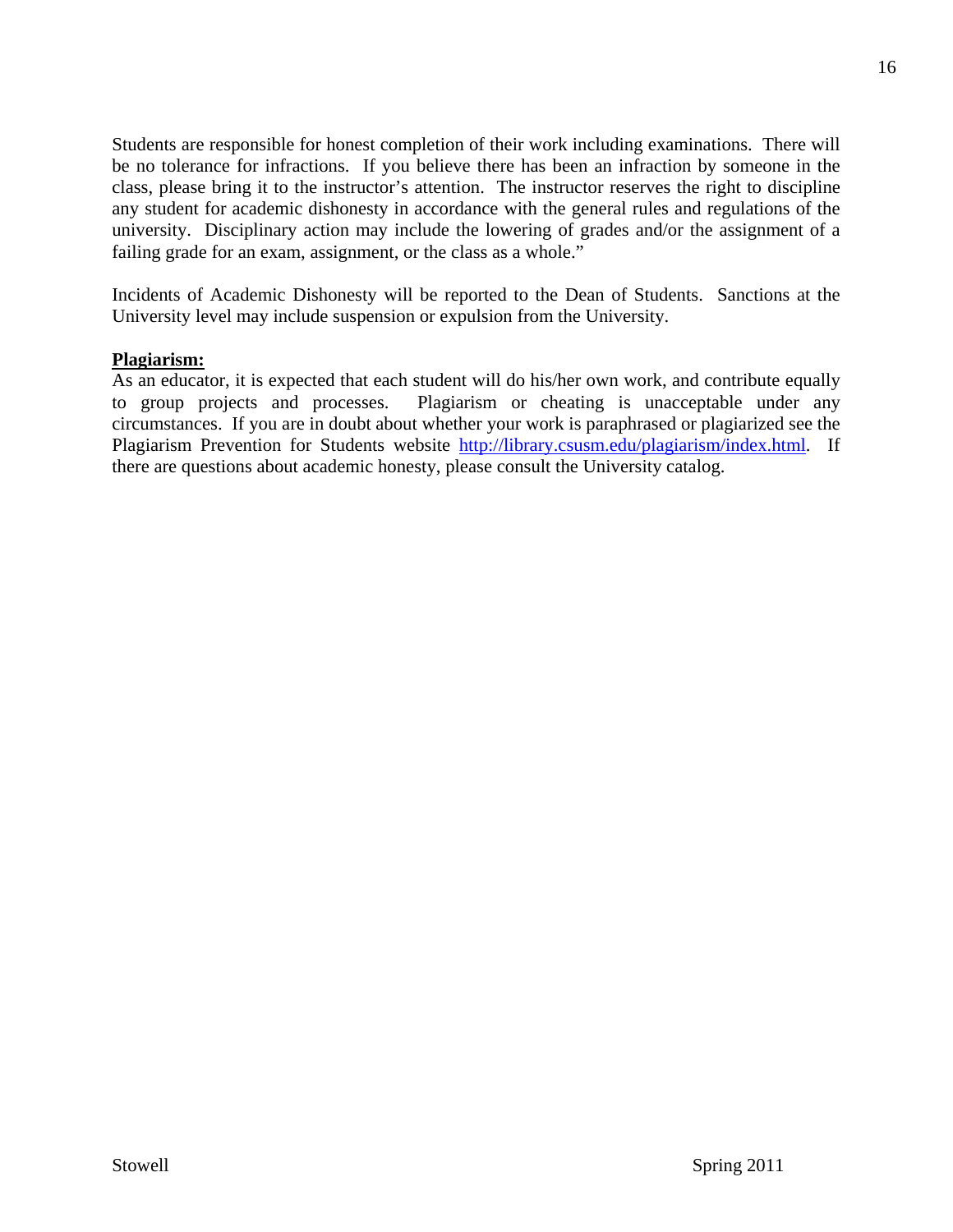Students are responsible for honest completion of their work including examinations. There will be no tolerance for infractions. If you believe there has been an infraction by someone in the class, please bring it to the instructor's attention. The instructor reserves the right to discipline any student for academic dishonesty in accordance with the general rules and regulations of the university. Disciplinary action may include the lowering of grades and/or the assignment of a failing grade for an exam, assignment, or the class as a whole."

Incidents of Academic Dishonesty will be reported to the Dean of Students. Sanctions at the University level may include suspension or expulsion from the University.

**Plagiarism:**

As an educator, it is expected that each student will do his/her own work, and contribute equally to group projects and processes. Plagiarism or cheating is unacceptable under any circumstances. If you are in doubt about whether your work is paraphrased or plagiarized see the Plagiarism Prevention for Students website http://library.csusm.edu/plagiarism/index.html. If there are questions about academic honesty, please consult the University catalog.